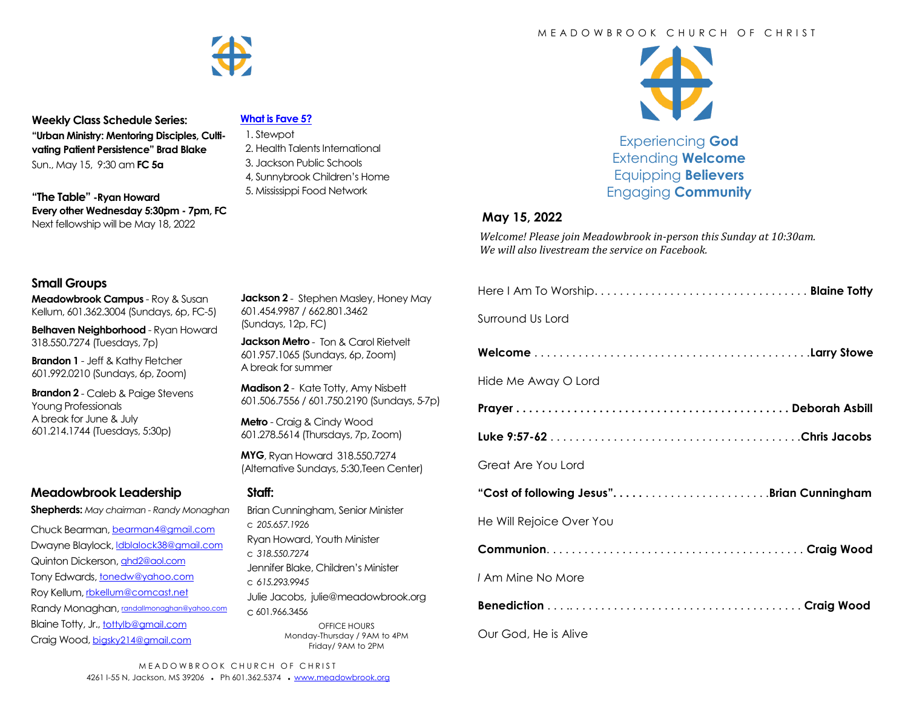# MEADOWBROOK CHURCH OF CHRIST

Experiencing **God**
Extending **Welcome**
Equipping **Believers**
Engaging **Community**

## May 15, 2022

*Welcome! Please join Meadowbrook in-person this Sunday at 10:30am. We will also livestream the service on Facebook.*

Here I Am To Worship. . . . . . . . . . . . . . . . . . . . . . . . . . . . . . . . . **Blaine Totty**

Surround Us Lord

**Welcome . . . . . . . . . . . . . . . . . . . . . . . . . . . . . . . . . . . . . . . . . . .Larry Stowe**

Hide Me Away O Lord

**Prayer . . . . . . . . . . . . . . . . . . . . . . . . . . . . . . . . . . . . . . . . . . Deborah Asbill**

**Luke 9:57-62 . . . . . . . . . . . . . . . . . . . . . . . . . . . . . . . . . . . . . . .Chris Jacobs**

Great Are You Lord

**"Cost of following Jesus". . . . . . . . . . . . . . . . . . . . . . . . .Brian Cunningham**

He Will Rejoice Over You

**Communion. . . . . . . . . . . . . . . . . . . . . . . . . . . . . . . . . . . . . . . . Craig Wood**

I Am Mine No More

**Benediction . . . .. . . . . . . . . . . . . . . . . . . . . . . . . . . . . . . . . Craig Wood**

Our God, He is Alive

---

**Weekly Class Schedule Series:**
**"Urban Ministry: Mentoring Disciples, Cultivating Patient Persistence" Brad Blake**
Sun., May 15, 9:30 am **FC 5a**

**"The Table" -Ryan Howard**
**Every other Wednesday 5:30pm - 7pm, FC**
Next fellowship will be May 18, 2022

**What is Fave 5?**

1. Stewpot
2. Health Talents International
3. Jackson Public Schools
4, Sunnybrook Children's Home
5. Mississippi Food Network

## Small Groups

**Meadowbrook Campus** - Roy & Susan Kellum, 601.362.3004 (Sundays, 6p, FC-5)

**Belhaven Neighborhood** - Ryan Howard 318.550.7274 (Tuesdays, 7p)

**Brandon 1** - Jeff & Kathy Fletcher 601.992.0210 (Sundays, 6p, Zoom)

**Brandon 2** - Caleb & Paige Stevens
Young Professionals
A break for June & July
601.214.1744 (Tuesdays, 5:30p)

**Jackson 2** - Stephen Masley, Honey May 601.454.9987 / 662.801.3462 (Sundays, 12p, FC)

**Jackson Metro** - Ton & Carol Rietvelt 601.957.1065 (Sundays, 6p, Zoom)
A break for summer

**Madison 2** - Kate Totty, Amy Nisbett 601.506.7556 / 601.750.2190 (Sundays, 5-7p)

**Metro** - Craig & Cindy Wood 601.278.5614 (Thursdays, 7p, Zoom)

**MYG**, Ryan Howard 318.550.7274 (Alternative Sundays, 5:30,Teen Center)

## Meadowbrook Leadership

**Shepherds:** *May chairman - Randy Monaghan*

Chuck Bearman, bearman4@gmail.com
Dwayne Blaylock, ldblalock38@gmail.com
Quinton Dickerson, qhd2@aol.com
Tony Edwards, tonedw@yahoo.com
Roy Kellum, rbkellum@comcast.net
Randy Monaghan, randallmonaghan@yahoo.com
Blaine Totty, Jr., tottylb@gmail.com
Craig Wood, bigsky214@gmail.com

## Staff:

Brian Cunningham, Senior Minister
c *205.657.1926*
Ryan Howard, Youth Minister
c *318.550.7274*
Jennifer Blake, Children's Minister
c *615.293.9945*
Julie Jacobs, julie@meadowbrook.org
c 601.966.3456

OFFICE HOURS
Monday-Thursday / 9AM to 4PM
Friday/ 9AM to 2PM

MEADOWBROOK CHURCH OF CHRIST
4261 I-55 N, Jackson, MS 39206 • Ph 601.362.5374 • www.meadowbrook.org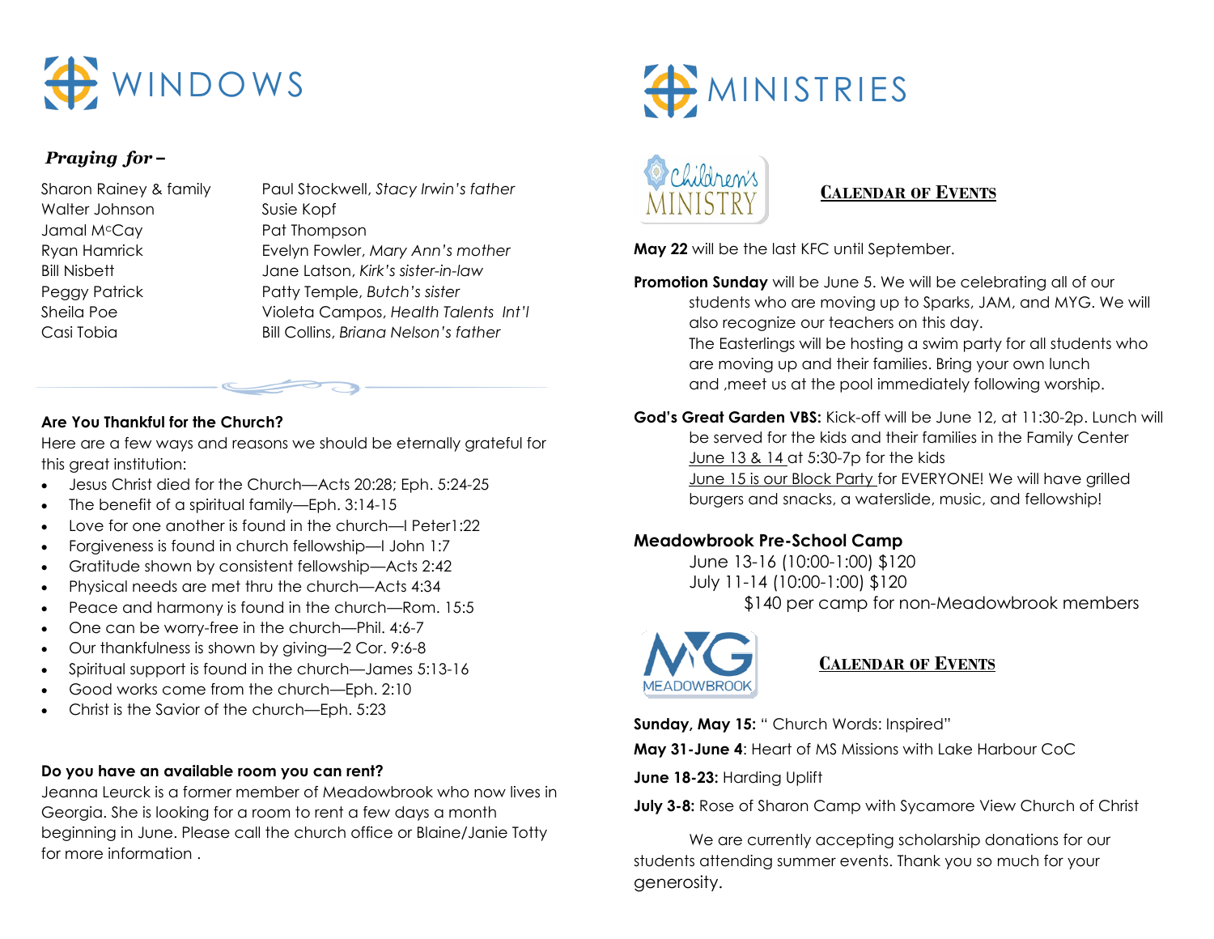# WINDOWS

### *Praying for –*

Sharon Rainey & family
Walter Johnson
Jamal McCay
Ryan Hamrick
Bill Nisbett
Peggy Patrick
Sheila Poe
Casi Tobia

Paul Stockwell, *Stacy Irwin's father*
Susie Kopf
Pat Thompson
Evelyn Fowler, *Mary Ann's mother*
Jane Latson, *Kirk's sister-in-law*
Patty Temple, *Butch's sister*
Violeta Campos, *Health Talents Int'l*
Bill Collins, *Briana Nelson's father*

**Are You Thankful for the Church?**

Here are a few ways and reasons we should be eternally grateful for this great institution:

- Jesus Christ died for the Church—Acts 20:28; Eph. 5:24-25
- The benefit of a spiritual family—Eph. 3:14-15
- Love for one another is found in the church—I Peter1:22
- Forgiveness is found in church fellowship—I John 1:7
- Gratitude shown by consistent fellowship—Acts 2:42
- Physical needs are met thru the church—Acts 4:34
- Peace and harmony is found in the church—Rom. 15:5
- One can be worry-free in the church—Phil. 4:6-7
- Our thankfulness is shown by giving—2 Cor. 9:6-8
- Spiritual support is found in the church—James 5:13-16
- Good works come from the church—Eph. 2:10
- Christ is the Savior of the church—Eph. 5:23

**Do you have an available room you can rent?**

Jeanna Leurck is a former member of Meadowbrook who now lives in Georgia. She is looking for a room to rent a few days a month beginning in June. Please call the church office or Blaine/Janie Totty for more information .

# MINISTRIES

Children's MINISTRY

**CALENDAR OF EVENTS**

**May 22** will be the last KFC until September.

**Promotion Sunday** will be June 5. We will be celebrating all of our students who are moving up to Sparks, JAM, and MYG. We will also recognize our teachers on this day.
The Easterlings will be hosting a swim party for all students who are moving up and their families. Bring your own lunch and ,meet us at the pool immediately following worship.

**God's Great Garden VBS:** Kick-off will be June 12, at 11:30-2p. Lunch will be served for the kids and their families in the Family Center
June 13 & 14 at 5:30-7p for the kids
June 15 is our Block Party for EVERYONE! We will have grilled burgers and snacks, a waterslide, music, and fellowship!

**Meadowbrook Pre-School Camp**
June 13-16 (10:00-1:00) $120
July 11-14 (10:00-1:00) $120
$140 per camp for non-Meadowbrook members

MYG MEADOWBROOK

**CALENDAR OF EVENTS**

**Sunday, May 15:** " Church Words: Inspired"

**May 31-June 4**: Heart of MS Missions with Lake Harbour CoC

**June 18-23:** Harding Uplift

**July 3-8:** Rose of Sharon Camp with Sycamore View Church of Christ

We are currently accepting scholarship donations for our students attending summer events. Thank you so much for your generosity.